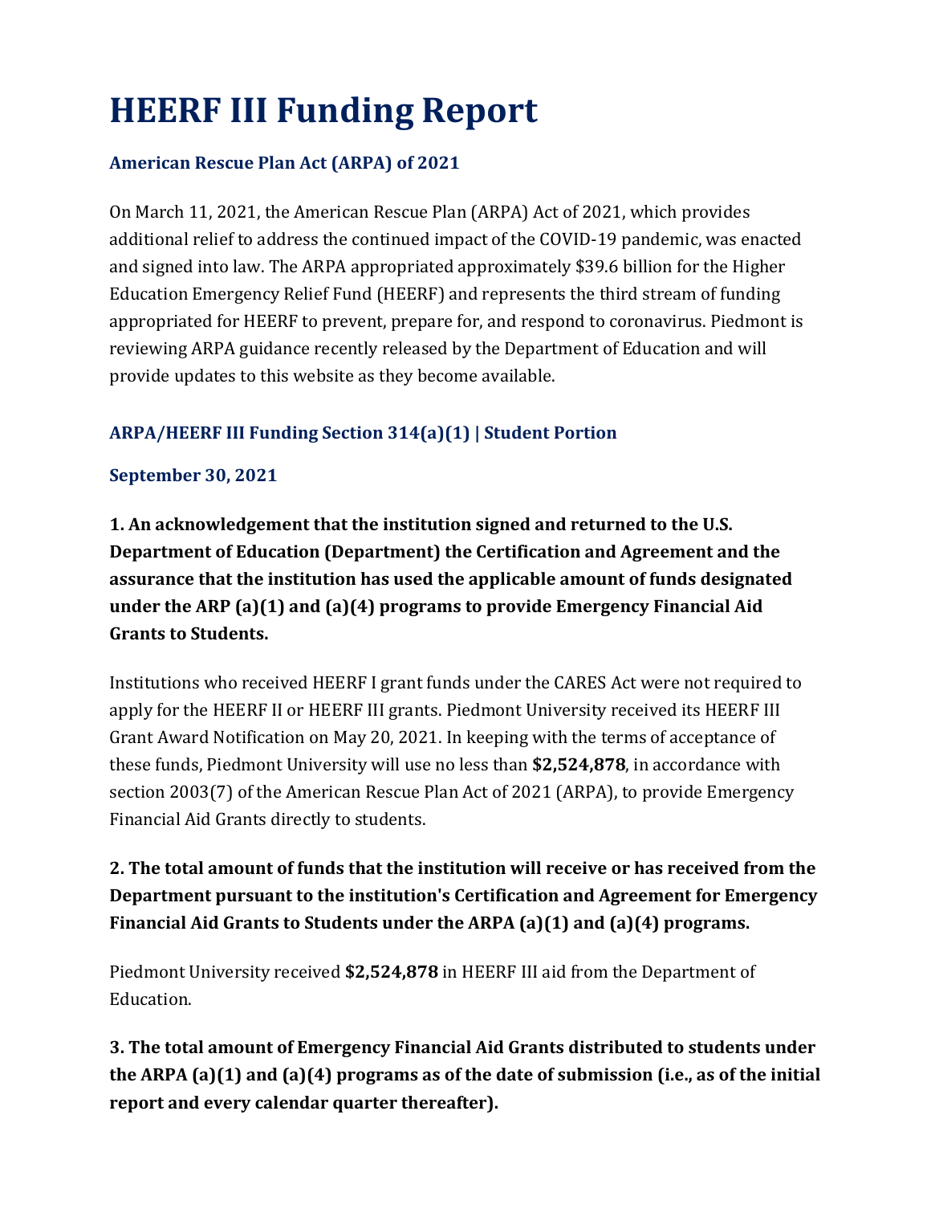# HEERF III Funding Report

### American Rescue Plan Act (ARPA) of 2021

On March 11, 2021, the American Rescue Plan (ARPA) Act of 2021, which provides additional relief to address the continued impact of the COVID-19 pandemic, was enacted and signed into law. The ARPA appropriated approximately $39.6 billion for the Higher Education Emergency Relief Fund (HEERF) and represents the third stream of funding appropriated for HEERF to prevent, prepare for, and respond to coronavirus. Piedmont is reviewing ARPA guidance recently released by the Department of Education and will provide updates to this website as they become available.

### ARPA/HEERF III Funding Section 314(a)(1) | Student Portion

### September 30, 2021

**1. An acknowledgement that the institution signed and returned to the U.S. Department of Education (Department) the Certification and Agreement and the assurance that the institution has used the applicable amount of funds designated under the ARP (a)(1) and (a)(4) programs to provide Emergency Financial Aid Grants to Students.**

Institutions who received HEERF I grant funds under the CARES Act were not required to apply for the HEERF II or HEERF III grants. Piedmont University received its HEERF III Grant Award Notification on May 20, 2021. In keeping with the terms of acceptance of these funds, Piedmont University will use no less than **$2,524,878**, in accordance with section 2003(7) of the American Rescue Plan Act of 2021 (ARPA), to provide Emergency Financial Aid Grants directly to students.

**2. The total amount of funds that the institution will receive or has received from the Department pursuant to the institution's Certification and Agreement for Emergency Financial Aid Grants to Students under the ARPA (a)(1) and (a)(4) programs.**

Piedmont University received **$2,524,878** in HEERF III aid from the Department of Education.

**3. The total amount of Emergency Financial Aid Grants distributed to students under the ARPA (a)(1) and (a)(4) programs as of the date of submission (i.e., as of the initial report and every calendar quarter thereafter).**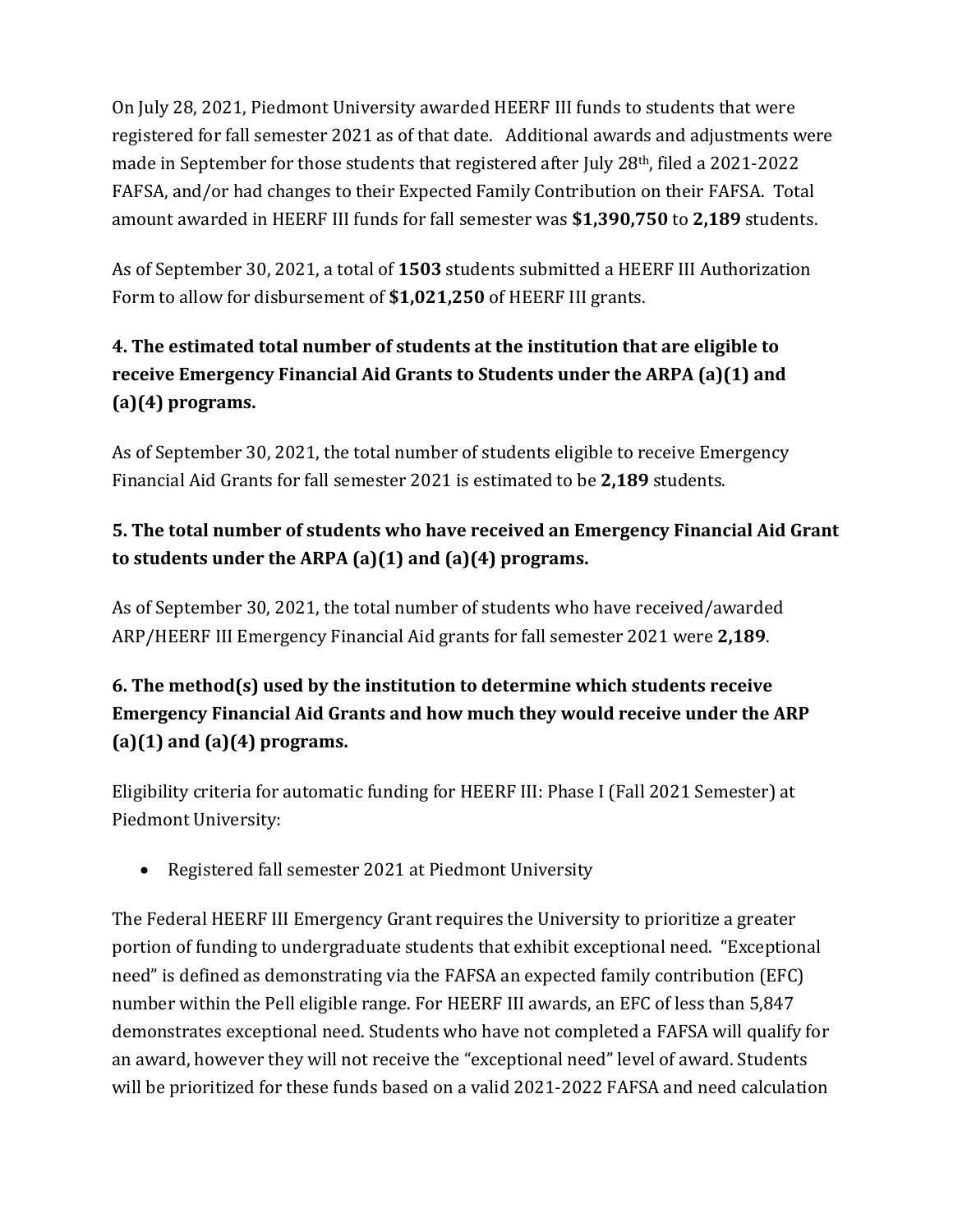On July 28, 2021, Piedmont University awarded HEERF III funds to students that were registered for fall semester 2021 as of that date. Additional awards and adjustments were made in September for those students that registered after July 28th, filed a 2021-2022 FAFSA, and/or had changes to their Expected Family Contribution on their FAFSA. Total amount awarded in HEERF III funds for fall semester was **$1,390,750** to **2,189** students.

As of September 30, 2021, a total of **1503** students submitted a HEERF III Authorization Form to allow for disbursement of **$1,021,250** of HEERF III grants.

### 4. The estimated total number of students at the institution that are eligible to receive Emergency Financial Aid Grants to Students under the ARPA (a)(1) and (a)(4) programs.

As of September 30, 2021, the total number of students eligible to receive Emergency Financial Aid Grants for fall semester 2021 is estimated to be **2,189** students.

### 5. The total number of students who have received an Emergency Financial Aid Grant to students under the ARPA (a)(1) and (a)(4) programs.

As of September 30, 2021, the total number of students who have received/awarded ARP/HEERF III Emergency Financial Aid grants for fall semester 2021 were **2,189**.

### 6. The method(s) used by the institution to determine which students receive Emergency Financial Aid Grants and how much they would receive under the ARP (a)(1) and (a)(4) programs.

Eligibility criteria for automatic funding for HEERF III: Phase I (Fall 2021 Semester) at Piedmont University:

- Registered fall semester 2021 at Piedmont University

The Federal HEERF III Emergency Grant requires the University to prioritize a greater portion of funding to undergraduate students that exhibit exceptional need. "Exceptional need" is defined as demonstrating via the FAFSA an expected family contribution (EFC) number within the Pell eligible range. For HEERF III awards, an EFC of less than 5,847 demonstrates exceptional need. Students who have not completed a FAFSA will qualify for an award, however they will not receive the "exceptional need" level of award. Students will be prioritized for these funds based on a valid 2021-2022 FAFSA and need calculation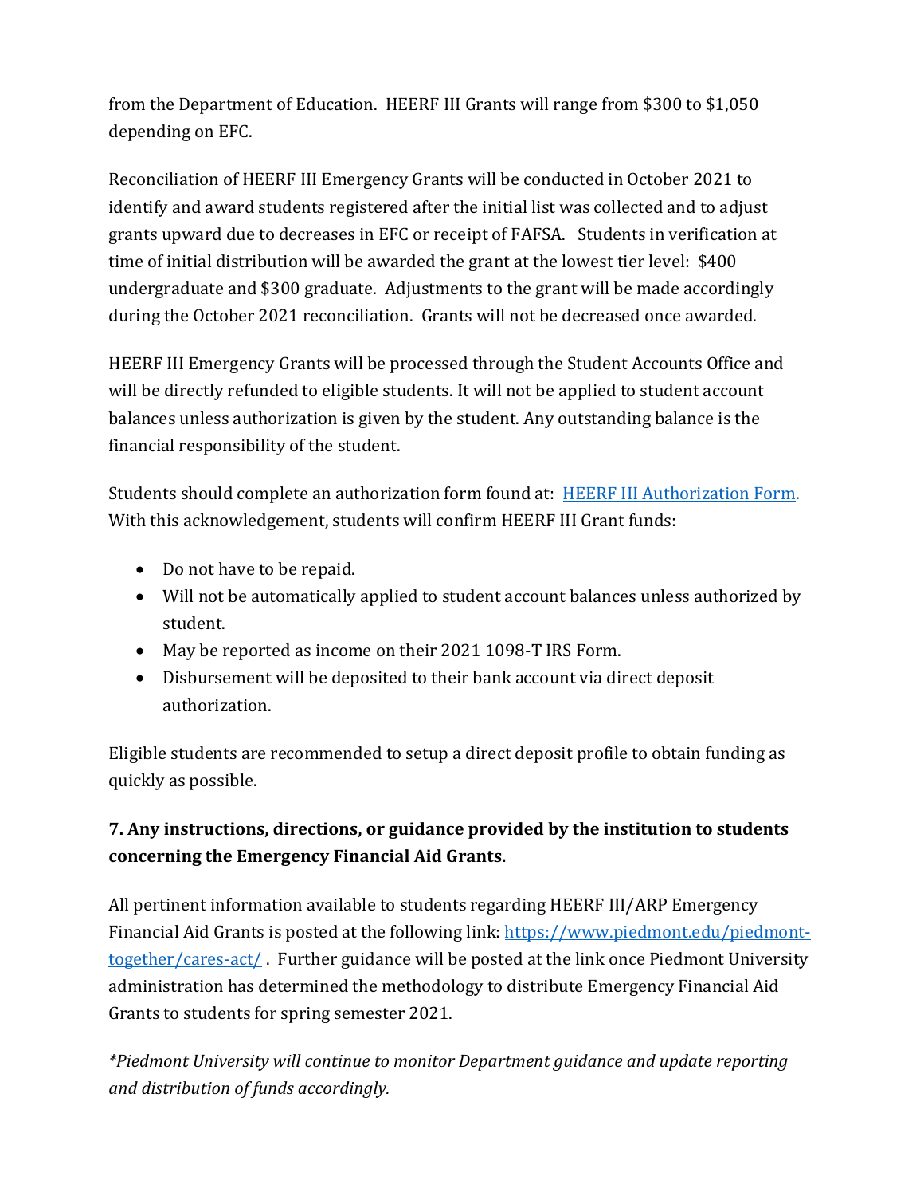from the Department of Education. HEERF III Grants will range from $300 to $1,050 depending on EFC.

Reconciliation of HEERF III Emergency Grants will be conducted in October 2021 to identify and award students registered after the initial list was collected and to adjust grants upward due to decreases in EFC or receipt of FAFSA. Students in verification at time of initial distribution will be awarded the grant at the lowest tier level: $400 undergraduate and $300 graduate. Adjustments to the grant will be made accordingly during the October 2021 reconciliation. Grants will not be decreased once awarded.

HEERF III Emergency Grants will be processed through the Student Accounts Office and will be directly refunded to eligible students. It will not be applied to student account balances unless authorization is given by the student. Any outstanding balance is the financial responsibility of the student.

Students should complete an authorization form found at: [HEERF III Authorization Form.](HEERF III Authorization Form) With this acknowledgement, students will confirm HEERF III Grant funds:

- Do not have to be repaid.
- Will not be automatically applied to student account balances unless authorized by student.
- May be reported as income on their 2021 1098-T IRS Form.
- Disbursement will be deposited to their bank account via direct deposit authorization.

Eligible students are recommended to setup a direct deposit profile to obtain funding as quickly as possible.

### 7. Any instructions, directions, or guidance provided by the institution to students concerning the Emergency Financial Aid Grants.

All pertinent information available to students regarding HEERF III/ARP Emergency Financial Aid Grants is posted at the following link: https://www.piedmont.edu/piedmont-together/cares-act/ . Further guidance will be posted at the link once Piedmont University administration has determined the methodology to distribute Emergency Financial Aid Grants to students for spring semester 2021.

*\*Piedmont University will continue to monitor Department guidance and update reporting and distribution of funds accordingly.*